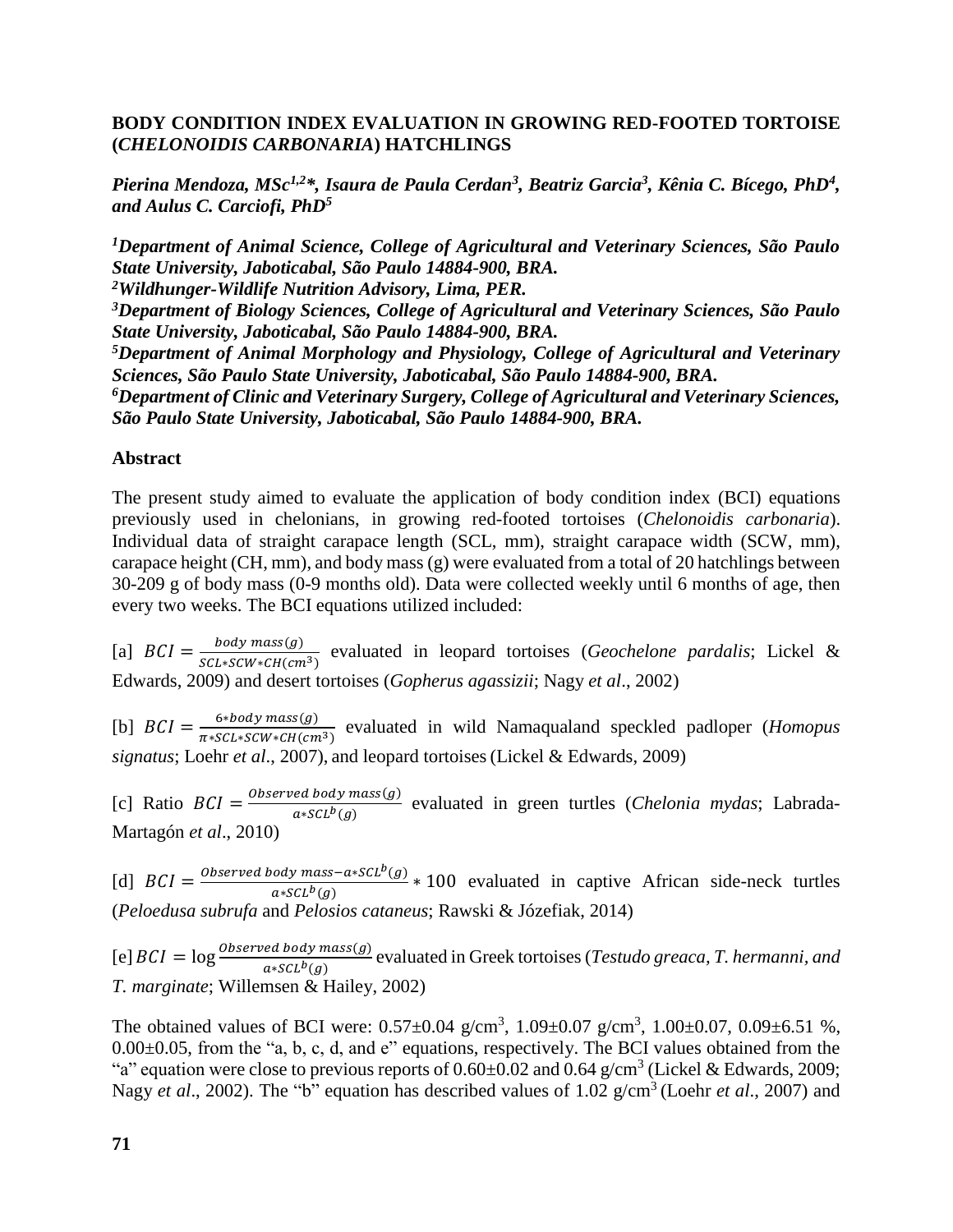# BODY CONDITION INDEX EVALUATION IN GROWING RED-FOOTED TORTOISE (*CHELONOIDIS CARBONARIA*) HATCHLINGS

***Pierina Mendoza, MSc[1,2]\*, Isaura de Paula Cerdan[3], Beatriz Garcia[3], Kênia C. Bícego, PhD[4], and Aulus C. Carciofi, PhD[5]***

***[1]Department of Animal Science, College of Agricultural and Veterinary Sciences, São Paulo State University, Jaboticabal, São Paulo 14884-900, BRA.***
***[2]Wildhunger-Wildlife Nutrition Advisory, Lima, PER.***
***[3]Department of Biology Sciences, College of Agricultural and Veterinary Sciences, São Paulo State University, Jaboticabal, São Paulo 14884-900, BRA.***
***[5]Department of Animal Morphology and Physiology, College of Agricultural and Veterinary Sciences, São Paulo State University, Jaboticabal, São Paulo 14884-900, BRA.***
***[6]Department of Clinic and Veterinary Surgery, College of Agricultural and Veterinary Sciences, São Paulo State University, Jaboticabal, São Paulo 14884-900, BRA.***

## Abstract

The present study aimed to evaluate the application of body condition index (BCI) equations previously used in chelonians, in growing red-footed tortoises (*Chelonoidis carbonaria*). Individual data of straight carapace length (SCL, mm), straight carapace width (SCW, mm), carapace height (CH, mm), and body mass (g) were evaluated from a total of 20 hatchlings between 30-209 g of body mass (0-9 months old). Data were collected weekly until 6 months of age, then every two weeks. The BCI equations utilized included:

[a] $BCI = \frac{body\ mass(g)}{SCL*SCW*CH(cm^3)}$ evaluated in leopard tortoises (*Geochelone pardalis*; Lickel & Edwards, 2009) and desert tortoises (*Gopherus agassizii*; Nagy *et al*., 2002)

[b] $BCI = \frac{6*body\ mass(g)}{\pi*SCL*SCW*CH(cm^3)}$ evaluated in wild Namaqualand speckled padloper (*Homopus signatus*; Loehr *et al*., 2007), and leopard tortoises (Lickel & Edwards, 2009)

[c] Ratio $BCI = \frac{Observed\ body\ mass(g)}{a*SCL^b(g)}$ evaluated in green turtles (*Chelonia mydas*; Labrada-Martagón *et al*., 2010)

[d] $BCI = \frac{Observed\ body\ mass - a*SCL^b(g)}{a*SCL^b(g)} * 100$ evaluated in captive African side-neck turtles (*Peloedusa subrufa* and *Pelosios cataneus*; Rawski & Józefiak, 2014)

[e] $BCI = \log\frac{Observed\ body\ mass(g)}{a*SCL^b(g)}$ evaluated in Greek tortoises (*Testudo greaca, T. hermanni, and T. marginate*; Willemsen & Hailey, 2002)

The obtained values of BCI were: 0.57±0.04 g/cm$^3$, 1.09±0.07 g/cm$^3$, 1.00±0.07, 0.09±6.51 %, 0.00±0.05, from the "a, b, c, d, and e" equations, respectively. The BCI values obtained from the "a" equation were close to previous reports of 0.60±0.02 and 0.64 g/cm$^3$ (Lickel & Edwards, 2009; Nagy *et al*., 2002). The "b" equation has described values of 1.02 g/cm$^3$ (Loehr *et al*., 2007) and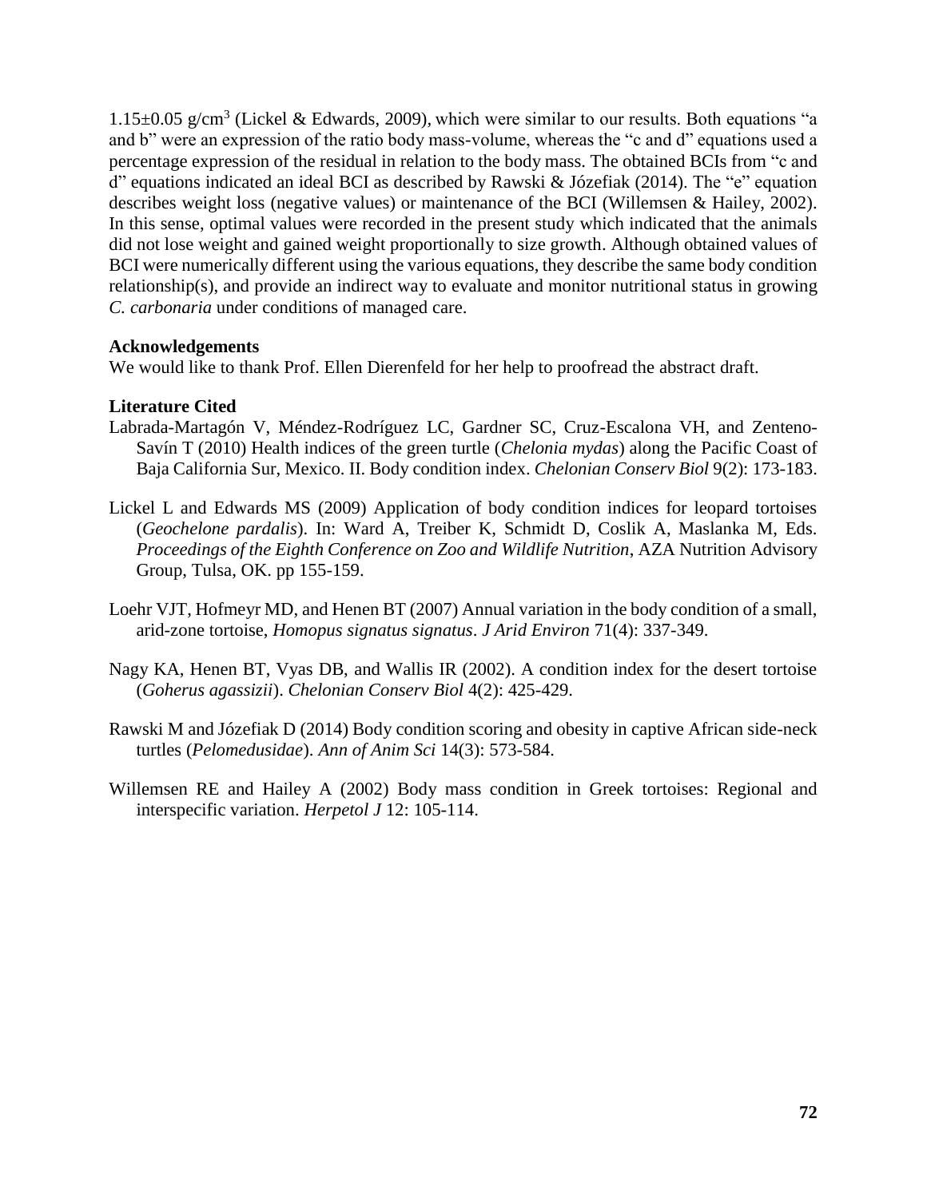$1.15\pm0.05$ g/cm$^3$ (Lickel & Edwards, 2009), which were similar to our results. Both equations "a and b" were an expression of the ratio body mass-volume, whereas the "c and d" equations used a percentage expression of the residual in relation to the body mass. The obtained BCIs from "c and d" equations indicated an ideal BCI as described by Rawski & Józefiak (2014). The "e" equation describes weight loss (negative values) or maintenance of the BCI (Willemsen & Hailey, 2002). In this sense, optimal values were recorded in the present study which indicated that the animals did not lose weight and gained weight proportionally to size growth. Although obtained values of BCI were numerically different using the various equations, they describe the same body condition relationship(s), and provide an indirect way to evaluate and monitor nutritional status in growing *C. carbonaria* under conditions of managed care.

**Acknowledgements**

We would like to thank Prof. Ellen Dierenfeld for her help to proofread the abstract draft.

**Literature Cited**

Labrada-Martagón V, Méndez-Rodríguez LC, Gardner SC, Cruz-Escalona VH, and Zenteno-Savín T (2010) Health indices of the green turtle (*Chelonia mydas*) along the Pacific Coast of Baja California Sur, Mexico. II. Body condition index. *Chelonian Conserv Biol* 9(2): 173-183.

Lickel L and Edwards MS (2009) Application of body condition indices for leopard tortoises (*Geochelone pardalis*). In: Ward A, Treiber K, Schmidt D, Coslik A, Maslanka M, Eds. *Proceedings of the Eighth Conference on Zoo and Wildlife Nutrition*, AZA Nutrition Advisory Group, Tulsa, OK. pp 155-159.

Loehr VJT, Hofmeyr MD, and Henen BT (2007) Annual variation in the body condition of a small, arid-zone tortoise, *Homopus signatus signatus*. *J Arid Environ* 71(4): 337-349.

Nagy KA, Henen BT, Vyas DB, and Wallis IR (2002). A condition index for the desert tortoise (*Goherus agassizii*). *Chelonian Conserv Biol* 4(2): 425-429.

Rawski M and Józefiak D (2014) Body condition scoring and obesity in captive African side-neck turtles (*Pelomedusidae*). *Ann of Anim Sci* 14(3): 573-584.

Willemsen RE and Hailey A (2002) Body mass condition in Greek tortoises: Regional and interspecific variation. *Herpetol J* 12: 105-114.